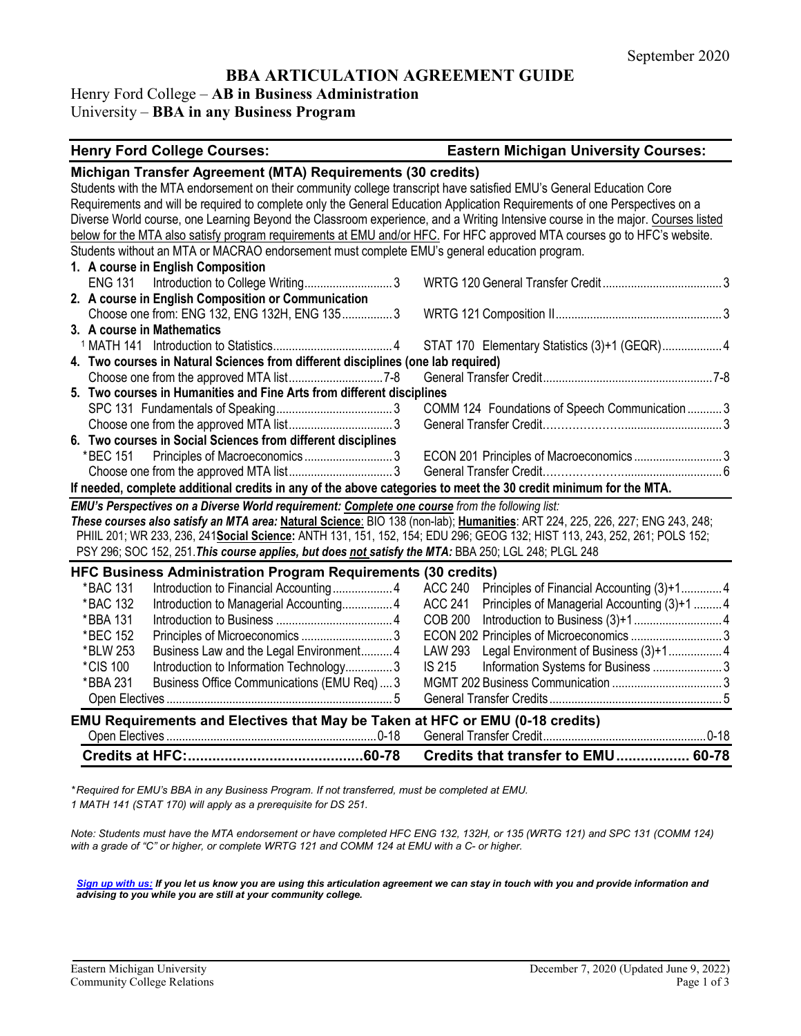September 2020

# BBA ARTICULATION AGREEMENT GUIDE

## Henry Ford College – **AB in Business Administration**
## University – **BBA in any Business Program**

| Henry Ford College Courses: | | Eastern Michigan University Courses: |
|---|---|---|

### Michigan Transfer Agreement (MTA) Requirements (30 credits)

Students with the MTA endorsement on their community college transcript have satisfied EMU's General Education Core Requirements and will be required to complete only the General Education Application Requirements of one Perspectives on a Diverse World course, one Learning Beyond the Classroom experience, and a Writing Intensive course in the major. Courses listed below for the MTA also satisfy program requirements at EMU and/or HFC. For HFC approved MTA courses go to HFC's website. Students without an MTA or MACRAO endorsement must complete EMU's general education program.

| Henry Ford College Courses | Credits | Eastern Michigan University Courses | Credits |
|---|---|---|---|
| **1. A course in English Composition** | | | |
| ENG 131 Introduction to College Writing | 3 | WRTG 120 General Transfer Credit | 3 |
| **2. A course in English Composition or Communication** | | | |
| Choose one from: ENG 132, ENG 132H, ENG 135 | 3 | WRTG 121 Composition II | 3 |
| **3. A course in Mathematics** | | | |
| [1] MATH 141 Introduction to Statistics | 4 | STAT 170 Elementary Statistics (3)+1 (GEQR) | 4 |
| **4. Two courses in Natural Sciences from different disciplines (one lab required)** | | | |
| Choose one from the approved MTA list | 7-8 | General Transfer Credit | 7-8 |
| **5. Two courses in Humanities and Fine Arts from different disciplines** | | | |
| SPC 131 Fundamentals of Speaking | 3 | COMM 124 Foundations of Speech Communication | 3 |
| Choose one from the approved MTA list | 3 | General Transfer Credit | 3 |
| **6. Two courses in Social Sciences from different disciplines** | | | |
| *BEC 151 Principles of Macroeconomics | 3 | ECON 201 Principles of Macroeconomics | 3 |
| Choose one from the approved MTA list | 3 | General Transfer Credit | 6 |

**If needed, complete additional credits in any of the above categories to meet the 30 credit minimum for the MTA.**

***EMU's Perspectives on a Diverse World requirement: Complete one course** from the following list:*
***These courses also satisfy an MTA area:* Natural Science**: BIO 138 (non-lab); **Humanities**: ART 224, 225, 226, 227; ENG 243, 248; PHIL 201; WR 233, 236, 241 **Social Science:** ANTH 131, 151, 152, 154; EDU 296; GEOG 132; HIST 113, 243, 252, 261; POLS 152; PSY 296; SOC 152, 251. ***This course applies, but does not satisfy the MTA:*** BBA 250; LGL 248; PLGL 248

### HFC Business Administration Program Requirements (30 credits)

| Henry Ford College Courses | Credits | Eastern Michigan University Courses | Credits |
|---|---|---|---|
| *BAC 131 Introduction to Financial Accounting | 4 | ACC 240 Principles of Financial Accounting (3)+1 | 4 |
| *BAC 132 Introduction to Managerial Accounting | 4 | ACC 241 Principles of Managerial Accounting (3)+1 | 4 |
| *BBA 131 Introduction to Business | 4 | COB 200 Introduction to Business (3)+1 | 4 |
| *BEC 152 Principles of Microeconomics | 3 | ECON 202 Principles of Microeconomics | 3 |
| *BLW 253 Business Law and the Legal Environment | 4 | LAW 293 Legal Environment of Business (3)+1 | 4 |
| *CIS 100 Introduction to Information Technology | 3 | IS 215 Information Systems for Business | 3 |
| *BBA 231 Business Office Communications (EMU Req) | 3 | MGMT 202 Business Communication | 3 |
| Open Electives | 5 | General Transfer Credits | 5 |

### EMU Requirements and Electives that May be Taken at HFC or EMU (0-18 credits)

| Henry Ford College Courses | Credits | Eastern Michigan University Courses | Credits |
|---|---|---|---|
| Open Electives | 0-18 | General Transfer Credit | 0-18 |
| **Credits at HFC:** | **60-78** | **Credits that transfer to EMU** | **60-78** |

*\*Required for EMU's BBA in any Business Program. If not transferred, must be completed at EMU.*
*1 MATH 141 (STAT 170) will apply as a prerequisite for DS 251.*

*Note: Students must have the MTA endorsement or have completed HFC ENG 132, 132H, or 135 (WRTG 121) and SPC 131 (COMM 124) with a grade of "C" or higher, or complete WRTG 121 and COMM 124 at EMU with a C- or higher.*

***Sign up with us:** If you let us know you are using this articulation agreement we can stay in touch with you and provide information and advising to you while you are still at your community college.*

Eastern Michigan University
Community College Relations

December 7, 2020 (Updated June 9, 2022)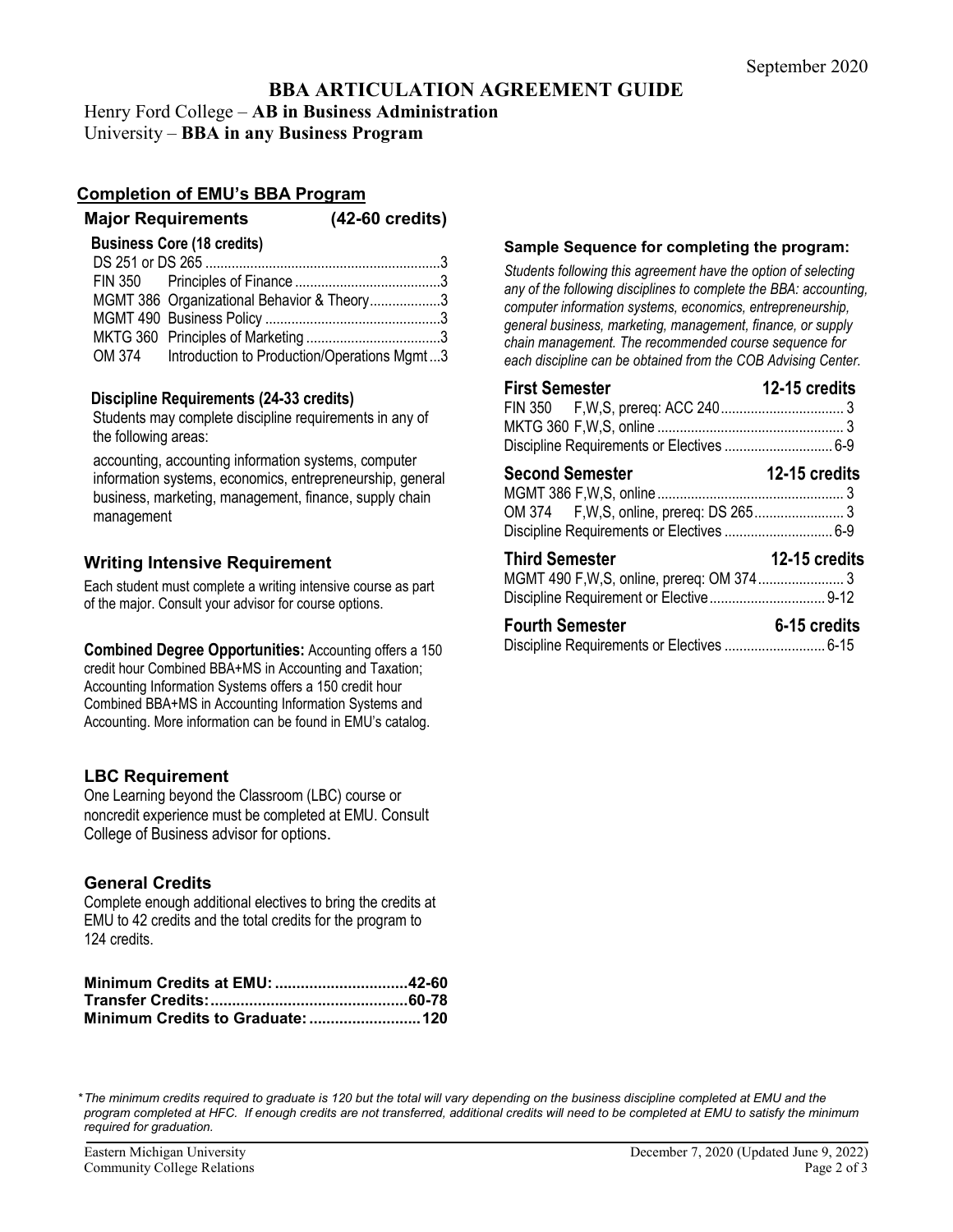September 2020

# BBA ARTICULATION AGREEMENT GUIDE

Henry Ford College – **AB in Business Administration**
University – **BBA in any Business Program**

## Completion of EMU's BBA Program

### Major Requirements (42-60 credits)

**Business Core (18 credits)**

| Course | Title | Credits |
|---|---|---|
| DS 251 or DS 265 | | 3 |
| FIN 350 | Principles of Finance | 3 |
| MGMT 386 | Organizational Behavior & Theory | 3 |
| MGMT 490 | Business Policy | 3 |
| MKTG 360 | Principles of Marketing | 3 |
| OM 374 | Introduction to Production/Operations Mgmt | 3 |

**Discipline Requirements (24-33 credits)**

Students may complete discipline requirements in any of the following areas:

accounting, accounting information systems, computer information systems, economics, entrepreneurship, general business, marketing, management, finance, supply chain management

### Writing Intensive Requirement

Each student must complete a writing intensive course as part of the major. Consult your advisor for course options.

**Combined Degree Opportunities:** Accounting offers a 150 credit hour Combined BBA+MS in Accounting and Taxation; Accounting Information Systems offers a 150 credit hour Combined BBA+MS in Accounting Information Systems and Accounting. More information can be found in EMU's catalog.

### LBC Requirement

One Learning beyond the Classroom (LBC) course or noncredit experience must be completed at EMU. Consult College of Business advisor for options.

### General Credits

Complete enough additional electives to bring the credits at EMU to 42 credits and the total credits for the program to 124 credits.

| | |
|---|---|
| **Minimum Credits at EMU:** | **42-60** |
| **Transfer Credits:** | **60-78** |
| **Minimum Credits to Graduate:** | **120** |

### Sample Sequence for completing the program:

*Students following this agreement have the option of selecting any of the following disciplines to complete the BBA: accounting, computer information systems, economics, entrepreneurship, general business, marketing, management, finance, or supply chain management. The recommended course sequence for each discipline can be obtained from the COB Advising Center.*

**First Semester — 12-15 credits**

| Course | Credits |
|---|---|
| FIN 350 F,W,S, prereq: ACC 240 | 3 |
| MKTG 360 F,W,S, online | 3 |
| Discipline Requirements or Electives | 6-9 |

**Second Semester — 12-15 credits**

| Course | Credits |
|---|---|
| MGMT 386 F,W,S, online | 3 |
| OM 374 F,W,S, online, prereq: DS 265 | 3 |
| Discipline Requirements or Electives | 6-9 |

**Third Semester — 12-15 credits**

| Course | Credits |
|---|---|
| MGMT 490 F,W,S, online, prereq: OM 374 | 3 |
| Discipline Requirement or Elective | 9-12 |

**Fourth Semester — 6-15 credits**

| Course | Credits |
|---|---|
| Discipline Requirements or Electives | 6-15 |

*\*The minimum credits required to graduate is 120 but the total will vary depending on the business discipline completed at EMU and the program completed at HFC. If enough credits are not transferred, additional credits will need to be completed at EMU to satisfy the minimum required for graduation.*

Eastern Michigan University
Community College Relations

December 7, 2020 (Updated June 9, 2022)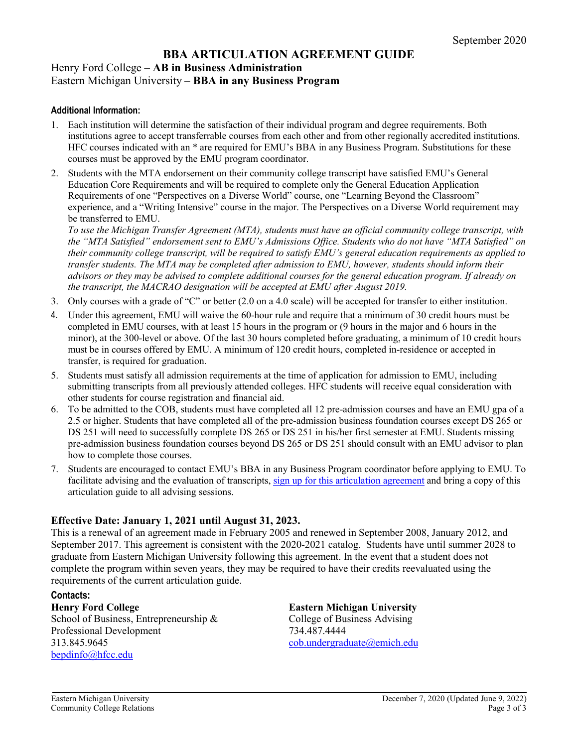September 2020

# BBA ARTICULATION AGREEMENT GUIDE

Henry Ford College – **AB in Business Administration**
Eastern Michigan University – **BBA in any Business Program**

### Additional Information:

1. Each institution will determine the satisfaction of their individual program and degree requirements. Both institutions agree to accept transferrable courses from each other and from other regionally accredited institutions. HFC courses indicated with an * are required for EMU's BBA in any Business Program. Substitutions for these courses must be approved by the EMU program coordinator.
2. Students with the MTA endorsement on their community college transcript have satisfied EMU's General Education Core Requirements and will be required to complete only the General Education Application Requirements of one "Perspectives on a Diverse World" course, one "Learning Beyond the Classroom" experience, and a "Writing Intensive" course in the major. The Perspectives on a Diverse World requirement may be transferred to EMU.
   *To use the Michigan Transfer Agreement (MTA), students must have an official community college transcript, with the "MTA Satisfied" endorsement sent to EMU's Admissions Office. Students who do not have "MTA Satisfied" on their community college transcript, will be required to satisfy EMU's general education requirements as applied to transfer students. The MTA may be completed after admission to EMU, however, students should inform their advisors or they may be advised to complete additional courses for the general education program. If already on the transcript, the MACRAO designation will be accepted at EMU after August 2019.*
3. Only courses with a grade of "C" or better (2.0 on a 4.0 scale) will be accepted for transfer to either institution.
4. Under this agreement, EMU will waive the 60-hour rule and require that a minimum of 30 credit hours must be completed in EMU courses, with at least 15 hours in the program or (9 hours in the major and 6 hours in the minor), at the 300-level or above. Of the last 30 hours completed before graduating, a minimum of 10 credit hours must be in courses offered by EMU. A minimum of 120 credit hours, completed in-residence or accepted in transfer, is required for graduation.
5. Students must satisfy all admission requirements at the time of application for admission to EMU, including submitting transcripts from all previously attended colleges. HFC students will receive equal consideration with other students for course registration and financial aid.
6. To be admitted to the COB, students must have completed all 12 pre-admission courses and have an EMU gpa of a 2.5 or higher. Students that have completed all of the pre-admission business foundation courses except DS 265 or DS 251 will need to successfully complete DS 265 or DS 251 in his/her first semester at EMU. Students missing pre-admission business foundation courses beyond DS 265 or DS 251 should consult with an EMU advisor to plan how to complete those courses.
7. Students are encouraged to contact EMU's BBA in any Business Program coordinator before applying to EMU. To facilitate advising and the evaluation of transcripts, sign up for this articulation agreement and bring a copy of this articulation guide to all advising sessions.

### Effective Date: January 1, 2021 until August 31, 2023.

This is a renewal of an agreement made in February 2005 and renewed in September 2008, January 2012, and September 2017. This agreement is consistent with the 2020-2021 catalog. Students have until summer 2028 to graduate from Eastern Michigan University following this agreement. In the event that a student does not complete the program within seven years, they may be required to have their credits reevaluated using the requirements of the current articulation guide.

### Contacts:

**Henry Ford College**
School of Business, Entrepreneurship & Professional Development
313.845.9645
bepdinfo@hfcc.edu

**Eastern Michigan University**
College of Business Advising
734.487.4444
cob.undergraduate@emich.edu

Eastern Michigan University
Community College Relations

December 7, 2020 (Updated June 9, 2022)